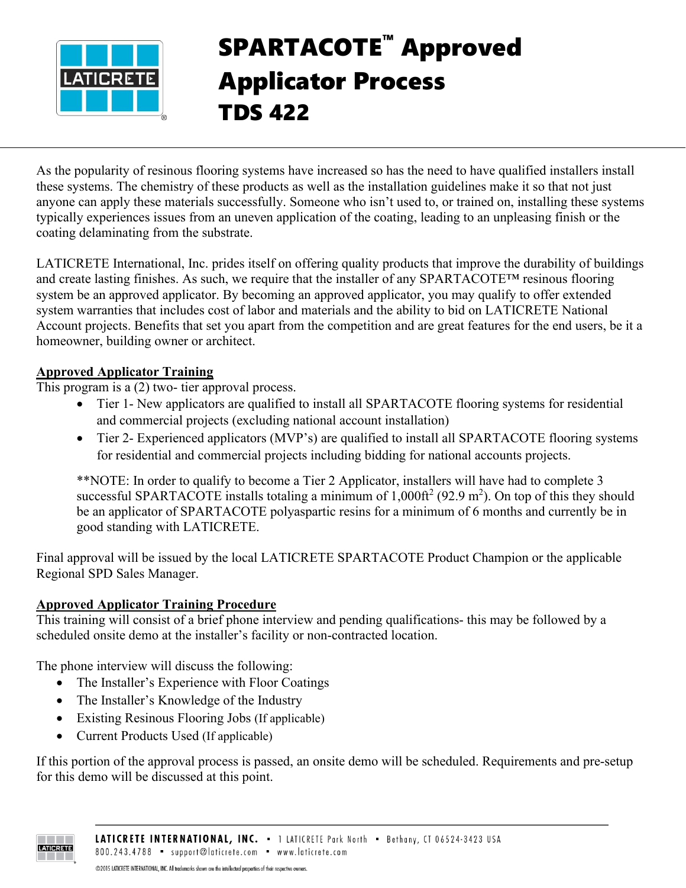# SPARTACOTE™ Approved Applicator Process
# TDS 422

As the popularity of resinous flooring systems have increased so has the need to have qualified installers install these systems. The chemistry of these products as well as the installation guidelines make it so that not just anyone can apply these materials successfully. Someone who isn't used to, or trained on, installing these systems typically experiences issues from an uneven application of the coating, leading to an unpleasing finish or the coating delaminating from the substrate.

LATICRETE International, Inc. prides itself on offering quality products that improve the durability of buildings and create lasting finishes. As such, we require that the installer of any SPARTACOTE™ resinous flooring system be an approved applicator. By becoming an approved applicator, you may qualify to offer extended system warranties that includes cost of labor and materials and the ability to bid on LATICRETE National Account projects. Benefits that set you apart from the competition and are great features for the end users, be it a homeowner, building owner or architect.

**Approved Applicator Training**

This program is a (2) two- tier approval process.

- Tier 1- New applicators are qualified to install all SPARTACOTE flooring systems for residential and commercial projects (excluding national account installation)
- Tier 2- Experienced applicators (MVP's) are qualified to install all SPARTACOTE flooring systems for residential and commercial projects including bidding for national accounts projects.

**NOTE: In order to qualify to become a Tier 2 Applicator, installers will have had to complete 3 successful SPARTACOTE installs totaling a minimum of 1,000ft$^2$ (92.9 m$^2$). On top of this they should be an applicator of SPARTACOTE polyaspartic resins for a minimum of 6 months and currently be in good standing with LATICRETE.

Final approval will be issued by the local LATICRETE SPARTACOTE Product Champion or the applicable Regional SPD Sales Manager.

**Approved Applicator Training Procedure**

This training will consist of a brief phone interview and pending qualifications- this may be followed by a scheduled onsite demo at the installer's facility or non-contracted location.

The phone interview will discuss the following:

- The Installer's Experience with Floor Coatings
- The Installer's Knowledge of the Industry
- Existing Resinous Flooring Jobs (If applicable)
- Current Products Used (If applicable)

If this portion of the approval process is passed, an onsite demo will be scheduled. Requirements and pre-setup for this demo will be discussed at this point.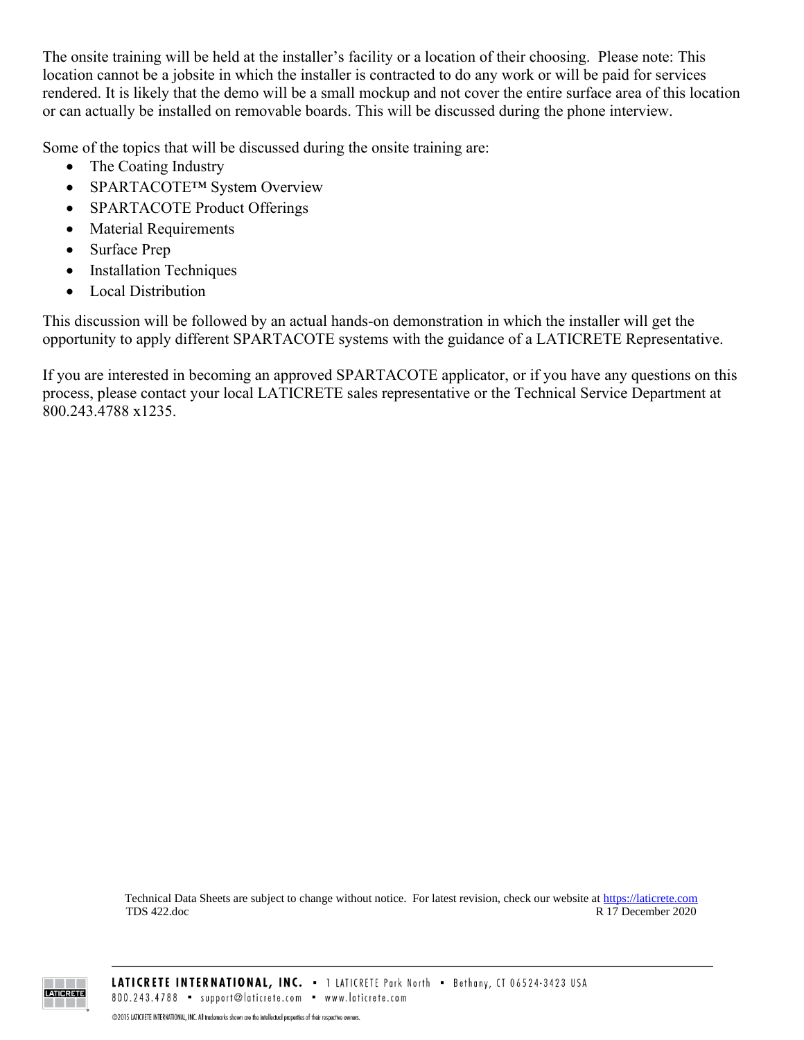The onsite training will be held at the installer's facility or a location of their choosing. Please note: This location cannot be a jobsite in which the installer is contracted to do any work or will be paid for services rendered. It is likely that the demo will be a small mockup and not cover the entire surface area of this location or can actually be installed on removable boards. This will be discussed during the phone interview.

Some of the topics that will be discussed during the onsite training are:

- The Coating Industry
- SPARTACOTE™ System Overview
- SPARTACOTE Product Offerings
- Material Requirements
- Surface Prep
- Installation Techniques
- Local Distribution

This discussion will be followed by an actual hands-on demonstration in which the installer will get the opportunity to apply different SPARTACOTE systems with the guidance of a LATICRETE Representative.

If you are interested in becoming an approved SPARTACOTE applicator, or if you have any questions on this process, please contact your local LATICRETE sales representative or the Technical Service Department at 800.243.4788 x1235.

Technical Data Sheets are subject to change without notice. For latest revision, check our website at https://laticrete.com

TDS 422.doc R 17 December 2020

**LATICRETE INTERNATIONAL, INC.** ▪ 1 LATICRETE Park North ▪ Bethany, CT 06524-3423 USA
800.243.4788 ▪ support@laticrete.com ▪ www.laticrete.com

©2015 LATICRETE INTERNATIONAL, INC. All trademarks shown are the intellectual properties of their respective owners.